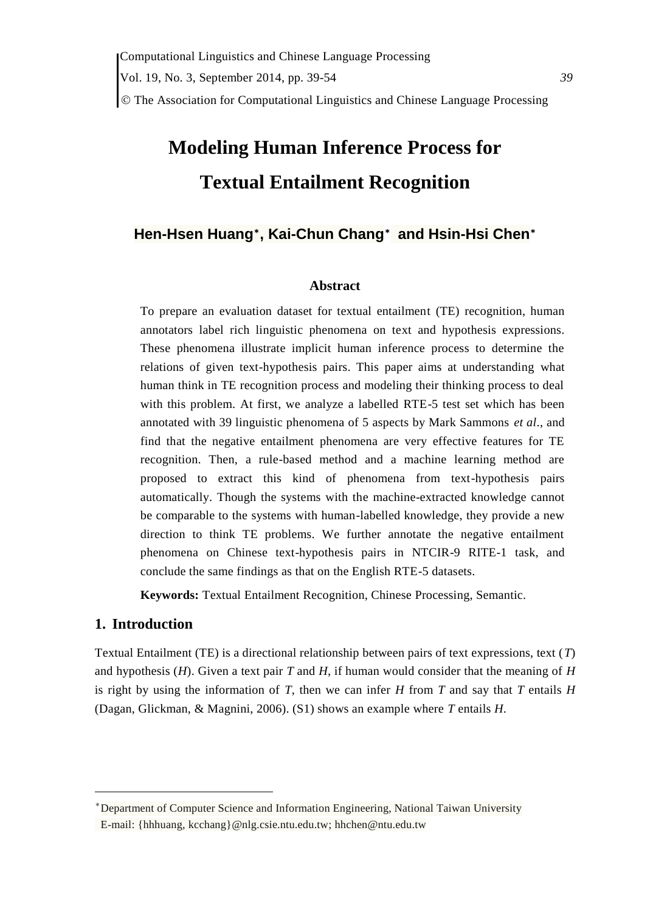# Modeling Human Inference Process for Textual Entailment Recognition

**Hen-Hsen Huang*, Kai-Chun Chang* and Hsin-Hsi Chen***

### Abstract

To prepare an evaluation dataset for textual entailment (TE) recognition, human annotators label rich linguistic phenomena on text and hypothesis expressions. These phenomena illustrate implicit human inference process to determine the relations of given text-hypothesis pairs. This paper aims at understanding what human think in TE recognition process and modeling their thinking process to deal with this problem. At first, we analyze a labelled RTE-5 test set which has been annotated with 39 linguistic phenomena of 5 aspects by Mark Sammons *et al*., and find that the negative entailment phenomena are very effective features for TE recognition. Then, a rule-based method and a machine learning method are proposed to extract this kind of phenomena from text-hypothesis pairs automatically. Though the systems with the machine-extracted knowledge cannot be comparable to the systems with human-labelled knowledge, they provide a new direction to think TE problems. We further annotate the negative entailment phenomena on Chinese text-hypothesis pairs in NTCIR-9 RITE-1 task, and conclude the same findings as that on the English RTE-5 datasets.

**Keywords:** Textual Entailment Recognition, Chinese Processing, Semantic.

## 1. Introduction

Textual Entailment (TE) is a directional relationship between pairs of text expressions, text (*T*) and hypothesis (*H*). Given a text pair *T* and *H*, if human would consider that the meaning of *H* is right by using the information of *T*, then we can infer *H* from *T* and say that *T* entails *H* (Dagan, Glickman, & Magnini, 2006). (S1) shows an example where *T* entails *H*.

---

*Department of Computer Science and Information Engineering, National Taiwan University
E-mail: {hhhuang, kcchang}@nlg.csie.ntu.edu.tw; hhchen@ntu.edu.tw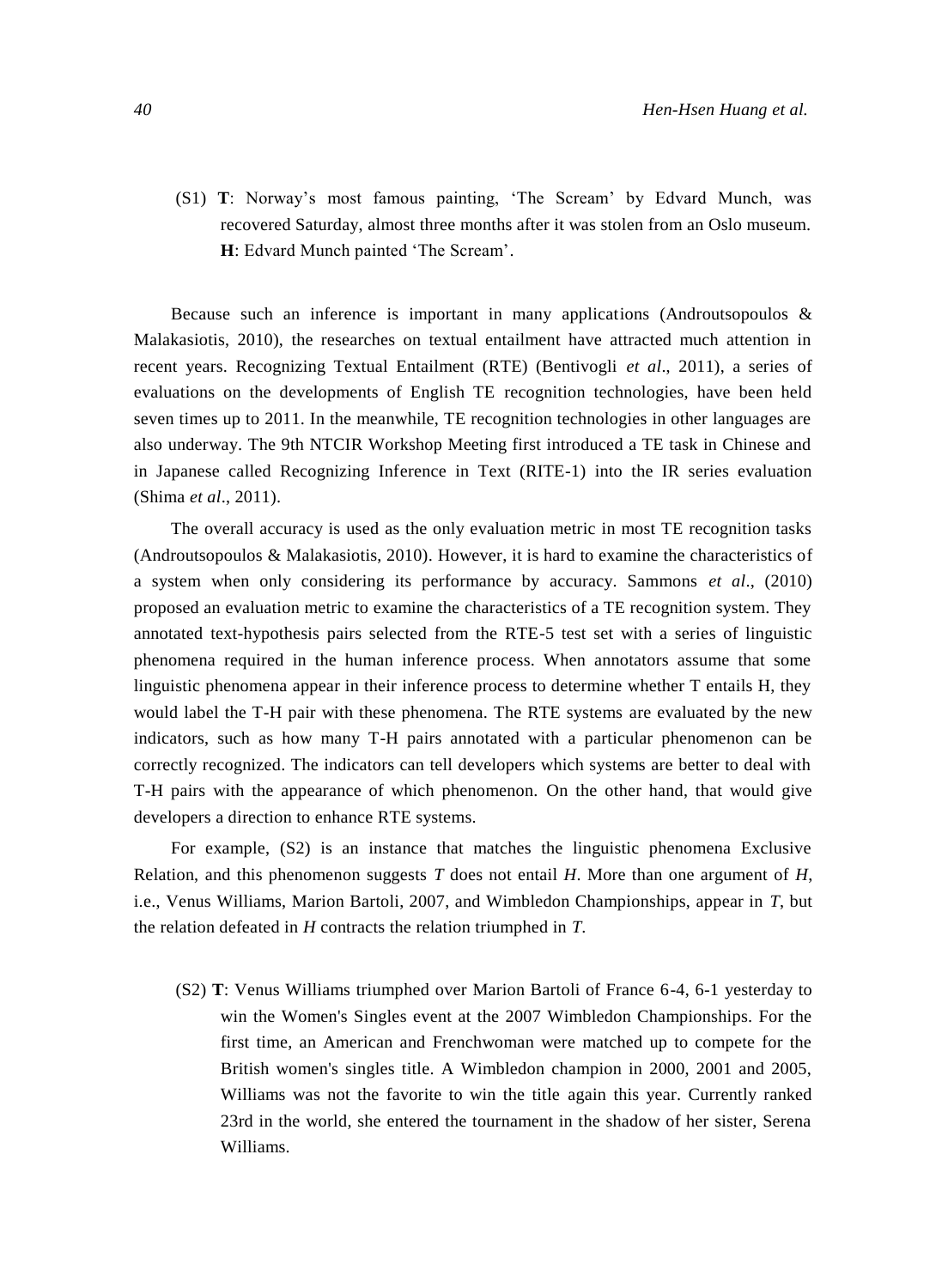(S1) **T**: Norway's most famous painting, 'The Scream' by Edvard Munch, was recovered Saturday, almost three months after it was stolen from an Oslo museum.
**H**: Edvard Munch painted 'The Scream'.

Because such an inference is important in many applications (Androutsopoulos & Malakasiotis, 2010), the researches on textual entailment have attracted much attention in recent years. Recognizing Textual Entailment (RTE) (Bentivogli *et al*., 2011), a series of evaluations on the developments of English TE recognition technologies, have been held seven times up to 2011. In the meanwhile, TE recognition technologies in other languages are also underway. The 9th NTCIR Workshop Meeting first introduced a TE task in Chinese and in Japanese called Recognizing Inference in Text (RITE-1) into the IR series evaluation (Shima *et al*., 2011).

The overall accuracy is used as the only evaluation metric in most TE recognition tasks (Androutsopoulos & Malakasiotis, 2010). However, it is hard to examine the characteristics of a system when only considering its performance by accuracy. Sammons *et al*., (2010) proposed an evaluation metric to examine the characteristics of a TE recognition system. They annotated text-hypothesis pairs selected from the RTE-5 test set with a series of linguistic phenomena required in the human inference process. When annotators assume that some linguistic phenomena appear in their inference process to determine whether T entails H, they would label the T-H pair with these phenomena. The RTE systems are evaluated by the new indicators, such as how many T-H pairs annotated with a particular phenomenon can be correctly recognized. The indicators can tell developers which systems are better to deal with T-H pairs with the appearance of which phenomenon. On the other hand, that would give developers a direction to enhance RTE systems.

For example, (S2) is an instance that matches the linguistic phenomena Exclusive Relation, and this phenomenon suggests *T* does not entail *H*. More than one argument of *H*, i.e., Venus Williams, Marion Bartoli, 2007, and Wimbledon Championships, appear in *T*, but the relation defeated in *H* contracts the relation triumphed in *T*.

(S2) **T**: Venus Williams triumphed over Marion Bartoli of France 6-4, 6-1 yesterday to win the Women's Singles event at the 2007 Wimbledon Championships. For the first time, an American and Frenchwoman were matched up to compete for the British women's singles title. A Wimbledon champion in 2000, 2001 and 2005, Williams was not the favorite to win the title again this year. Currently ranked 23rd in the world, she entered the tournament in the shadow of her sister, Serena Williams.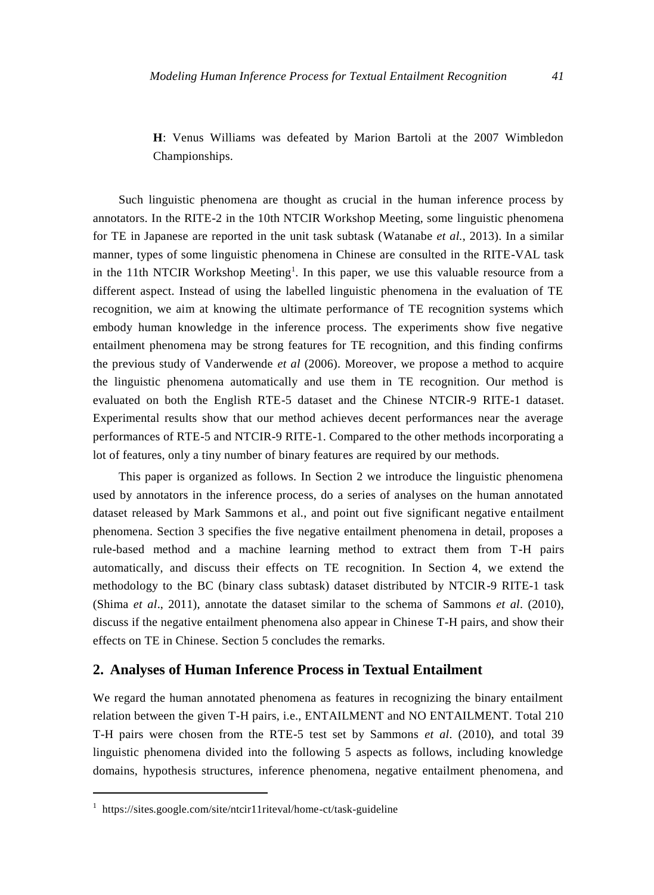**H**: Venus Williams was defeated by Marion Bartoli at the 2007 Wimbledon Championships.

Such linguistic phenomena are thought as crucial in the human inference process by annotators. In the RITE-2 in the 10th NTCIR Workshop Meeting, some linguistic phenomena for TE in Japanese are reported in the unit task subtask (Watanabe *et al.*, 2013). In a similar manner, types of some linguistic phenomena in Chinese are consulted in the RITE-VAL task in the 11th NTCIR Workshop Meeting[1]. In this paper, we use this valuable resource from a different aspect. Instead of using the labelled linguistic phenomena in the evaluation of TE recognition, we aim at knowing the ultimate performance of TE recognition systems which embody human knowledge in the inference process. The experiments show five negative entailment phenomena may be strong features for TE recognition, and this finding confirms the previous study of Vanderwende *et al* (2006). Moreover, we propose a method to acquire the linguistic phenomena automatically and use them in TE recognition. Our method is evaluated on both the English RTE-5 dataset and the Chinese NTCIR-9 RITE-1 dataset. Experimental results show that our method achieves decent performances near the average performances of RTE-5 and NTCIR-9 RITE-1. Compared to the other methods incorporating a lot of features, only a tiny number of binary features are required by our methods.

This paper is organized as follows. In Section 2 we introduce the linguistic phenomena used by annotators in the inference process, do a series of analyses on the human annotated dataset released by Mark Sammons et al., and point out five significant negative entailment phenomena. Section 3 specifies the five negative entailment phenomena in detail, proposes a rule-based method and a machine learning method to extract them from T-H pairs automatically, and discuss their effects on TE recognition. In Section 4, we extend the methodology to the BC (binary class subtask) dataset distributed by NTCIR-9 RITE-1 task (Shima *et al*., 2011), annotate the dataset similar to the schema of Sammons *et al*. (2010), discuss if the negative entailment phenomena also appear in Chinese T-H pairs, and show their effects on TE in Chinese. Section 5 concludes the remarks.

## 2. Analyses of Human Inference Process in Textual Entailment

We regard the human annotated phenomena as features in recognizing the binary entailment relation between the given T-H pairs, i.e., ENTAILMENT and NO ENTAILMENT. Total 210 T-H pairs were chosen from the RTE-5 test set by Sammons *et al*. (2010), and total 39 linguistic phenomena divided into the following 5 aspects as follows, including knowledge domains, hypothesis structures, inference phenomena, negative entailment phenomena, and

[1] https://sites.google.com/site/ntcir11riteval/home-ct/task-guideline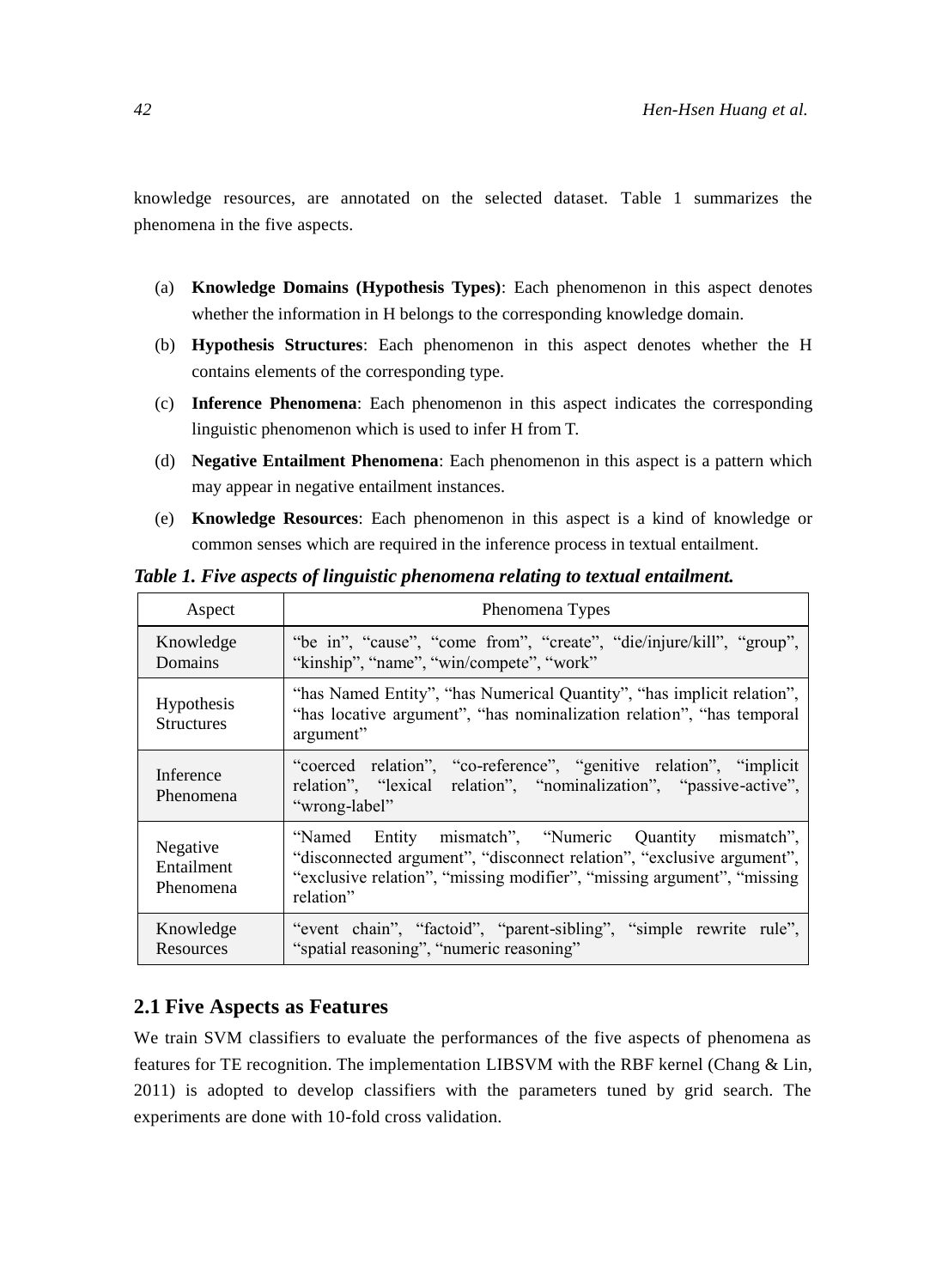knowledge resources, are annotated on the selected dataset. Table 1 summarizes the phenomena in the five aspects.

(a) **Knowledge Domains (Hypothesis Types)**: Each phenomenon in this aspect denotes whether the information in H belongs to the corresponding knowledge domain.

(b) **Hypothesis Structures**: Each phenomenon in this aspect denotes whether the H contains elements of the corresponding type.

(c) **Inference Phenomena**: Each phenomenon in this aspect indicates the corresponding linguistic phenomenon which is used to infer H from T.

(d) **Negative Entailment Phenomena**: Each phenomenon in this aspect is a pattern which may appear in negative entailment instances.

(e) **Knowledge Resources**: Each phenomenon in this aspect is a kind of knowledge or common senses which are required in the inference process in textual entailment.

***Table 1. Five aspects of linguistic phenomena relating to textual entailment.***

| Aspect | Phenomena Types |
|---|---|
| Knowledge Domains | "be in", "cause", "come from", "create", "die/injure/kill", "group", "kinship", "name", "win/compete", "work" |
| Hypothesis Structures | "has Named Entity", "has Numerical Quantity", "has implicit relation", "has locative argument", "has nominalization relation", "has temporal argument" |
| Inference Phenomena | "coerced relation", "co-reference", "genitive relation", "implicit relation", "lexical relation", "nominalization", "passive-active", "wrong-label" |
| Negative Entailment Phenomena | "Named Entity mismatch", "Numeric Quantity mismatch", "disconnected argument", "disconnect relation", "exclusive argument", "exclusive relation", "missing modifier", "missing argument", "missing relation" |
| Knowledge Resources | "event chain", "factoid", "parent-sibling", "simple rewrite rule", "spatial reasoning", "numeric reasoning" |

## 2.1 Five Aspects as Features

We train SVM classifiers to evaluate the performances of the five aspects of phenomena as features for TE recognition. The implementation LIBSVM with the RBF kernel (Chang & Lin, 2011) is adopted to develop classifiers with the parameters tuned by grid search. The experiments are done with 10-fold cross validation.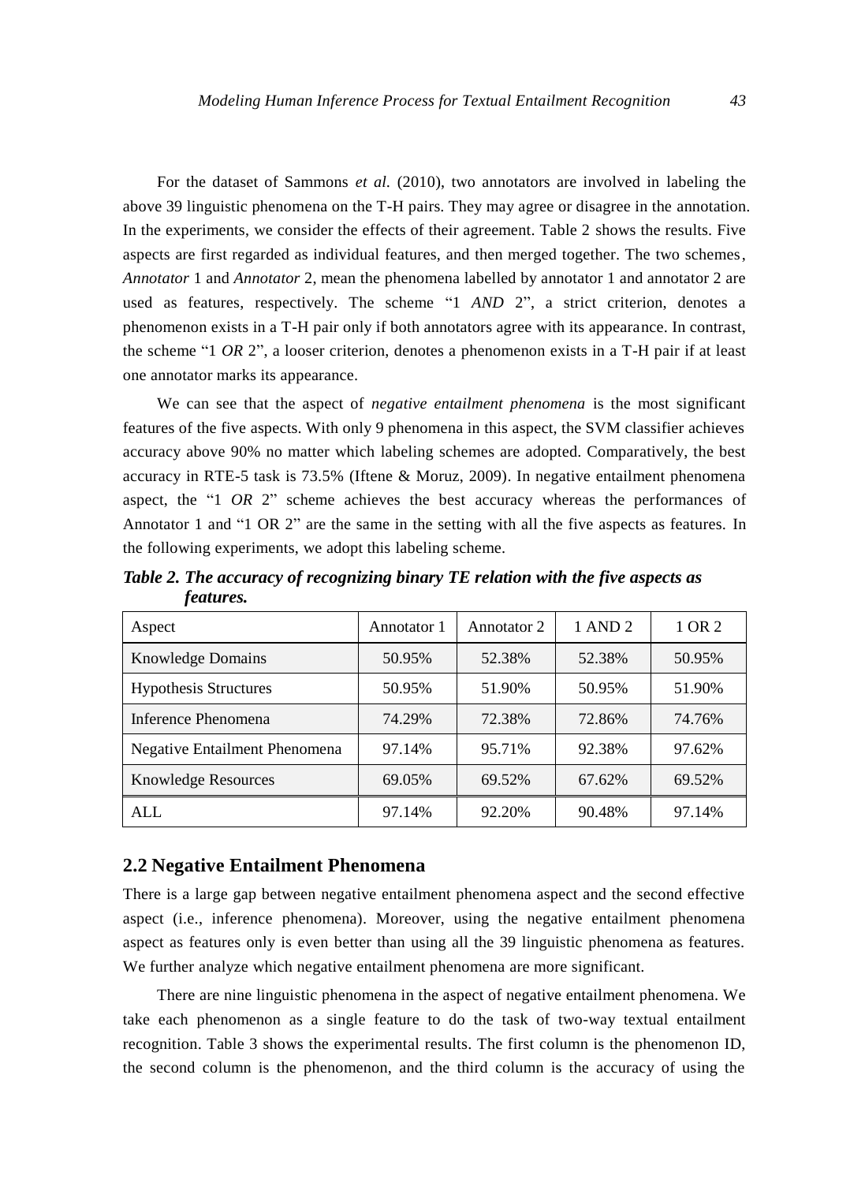For the dataset of Sammons *et al.* (2010), two annotators are involved in labeling the above 39 linguistic phenomena on the T-H pairs. They may agree or disagree in the annotation. In the experiments, we consider the effects of their agreement. Table 2 shows the results. Five aspects are first regarded as individual features, and then merged together. The two schemes, *Annotator* 1 and *Annotator* 2, mean the phenomena labelled by annotator 1 and annotator 2 are used as features, respectively. The scheme "1 *AND* 2", a strict criterion, denotes a phenomenon exists in a T-H pair only if both annotators agree with its appearance. In contrast, the scheme "1 *OR* 2", a looser criterion, denotes a phenomenon exists in a T-H pair if at least one annotator marks its appearance.

We can see that the aspect of *negative entailment phenomena* is the most significant features of the five aspects. With only 9 phenomena in this aspect, the SVM classifier achieves accuracy above 90% no matter which labeling schemes are adopted. Comparatively, the best accuracy in RTE-5 task is 73.5% (Iftene & Moruz, 2009). In negative entailment phenomena aspect, the "1 *OR* 2" scheme achieves the best accuracy whereas the performances of Annotator 1 and "1 OR 2" are the same in the setting with all the five aspects as features. In the following experiments, we adopt this labeling scheme.

***Table 2. The accuracy of recognizing binary TE relation with the five aspects as features.***

| Aspect | Annotator 1 | Annotator 2 | 1 AND 2 | 1 OR 2 |
|---|---|---|---|---|
| Knowledge Domains | 50.95% | 52.38% | 52.38% | 50.95% |
| Hypothesis Structures | 50.95% | 51.90% | 50.95% | 51.90% |
| Inference Phenomena | 74.29% | 72.38% | 72.86% | 74.76% |
| Negative Entailment Phenomena | 97.14% | 95.71% | 92.38% | 97.62% |
| Knowledge Resources | 69.05% | 69.52% | 67.62% | 69.52% |
| ALL | 97.14% | 92.20% | 90.48% | 97.14% |

## 2.2 Negative Entailment Phenomena

There is a large gap between negative entailment phenomena aspect and the second effective aspect (i.e., inference phenomena). Moreover, using the negative entailment phenomena aspect as features only is even better than using all the 39 linguistic phenomena as features. We further analyze which negative entailment phenomena are more significant.

There are nine linguistic phenomena in the aspect of negative entailment phenomena. We take each phenomenon as a single feature to do the task of two-way textual entailment recognition. Table 3 shows the experimental results. The first column is the phenomenon ID, the second column is the phenomenon, and the third column is the accuracy of using the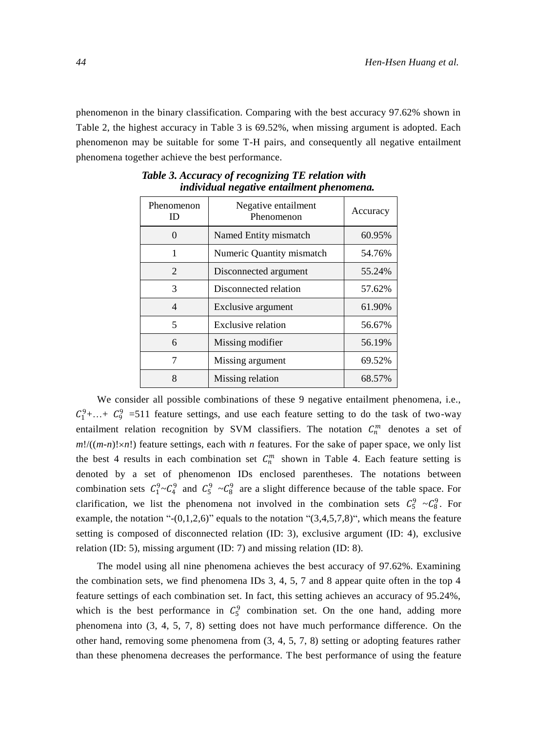phenomenon in the binary classification. Comparing with the best accuracy 97.62% shown in Table 2, the highest accuracy in Table 3 is 69.52%, when missing argument is adopted. Each phenomenon may be suitable for some T-H pairs, and consequently all negative entailment phenomena together achieve the best performance.

***Table 3. Accuracy of recognizing TE relation with individual negative entailment phenomena.***

| Phenomenon ID | Negative entailment Phenomenon | Accuracy |
|---|---|---|
| 0 | Named Entity mismatch | 60.95% |
| 1 | Numeric Quantity mismatch | 54.76% |
| 2 | Disconnected argument | 55.24% |
| 3 | Disconnected relation | 57.62% |
| 4 | Exclusive argument | 61.90% |
| 5 | Exclusive relation | 56.67% |
| 6 | Missing modifier | 56.19% |
| 7 | Missing argument | 69.52% |
| 8 | Missing relation | 68.57% |

We consider all possible combinations of these 9 negative entailment phenomena, i.e., $C_1^9$+…+ $C_9^9$ =511 feature settings, and use each feature setting to do the task of two-way entailment relation recognition by SVM classifiers. The notation $C_n^m$ denotes a set of $m!/((m\text{-}n)!\times n!)$ feature settings, each with $n$ features. For the sake of paper space, we only list the best 4 results in each combination set $C_n^m$ shown in Table 4. Each feature setting is denoted by a set of phenomenon IDs enclosed parentheses. The notations between combination sets $C_1^9$~$C_4^9$ and $C_5^9$ ~$C_8^9$ are a slight difference because of the table space. For clarification, we list the phenomena not involved in the combination sets $C_5^9$ ~$C_8^9$. For example, the notation "-(0,1,2,6)" equals to the notation "(3,4,5,7,8)", which means the feature setting is composed of disconnected relation (ID: 3), exclusive argument (ID: 4), exclusive relation (ID: 5), missing argument (ID: 7) and missing relation (ID: 8).

The model using all nine phenomena achieves the best accuracy of 97.62%. Examining the combination sets, we find phenomena IDs 3, 4, 5, 7 and 8 appear quite often in the top 4 feature settings of each combination set. In fact, this setting achieves an accuracy of 95.24%, which is the best performance in $C_5^9$ combination set. On the one hand, adding more phenomena into (3, 4, 5, 7, 8) setting does not have much performance difference. On the other hand, removing some phenomena from (3, 4, 5, 7, 8) setting or adopting features rather than these phenomena decreases the performance. The best performance of using the feature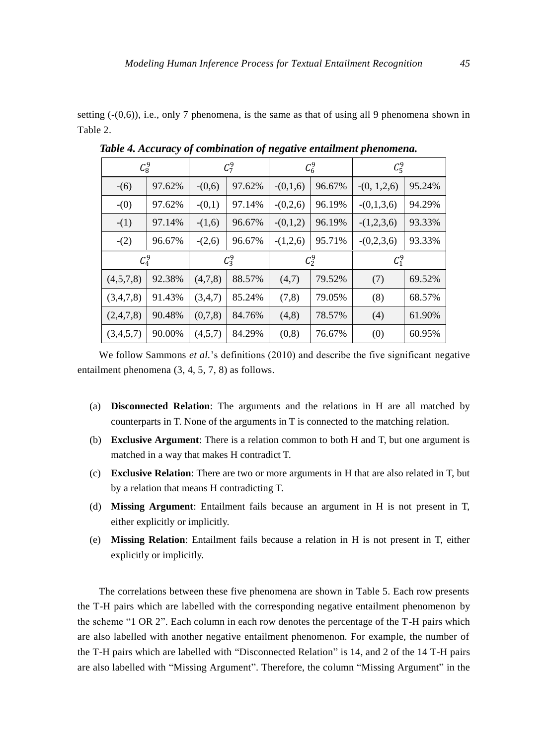setting (-(0,6)), i.e., only 7 phenomena, is the same as that of using all 9 phenomena shown in Table 2.

***Table 4. Accuracy of combination of negative entailment phenomena.***

| $C_8^9$ | | $C_7^9$ | | $C_6^9$ | | $C_5^9$ | |
|---|---|---|---|---|---|---|---|
| -(6) | 97.62% | -(0,6) | 97.62% | -(0,1,6) | 96.67% | -(0, 1,2,6) | 95.24% |
| -(0) | 97.62% | -(0,1) | 97.14% | -(0,2,6) | 96.19% | -(0,1,3,6) | 94.29% |
| -(1) | 97.14% | -(1,6) | 96.67% | -(0,1,2) | 96.19% | -(1,2,3,6) | 93.33% |
| -(2) | 96.67% | -(2,6) | 96.67% | -(1,2,6) | 95.71% | -(0,2,3,6) | 93.33% |
| $C_4^9$ | | $C_3^9$ | | $C_2^9$ | | $C_1^9$ | |
| (4,5,7,8) | 92.38% | (4,7,8) | 88.57% | (4,7) | 79.52% | (7) | 69.52% |
| (3,4,7,8) | 91.43% | (3,4,7) | 85.24% | (7,8) | 79.05% | (8) | 68.57% |
| (2,4,7,8) | 90.48% | (0,7,8) | 84.76% | (4,8) | 78.57% | (4) | 61.90% |
| (3,4,5,7) | 90.00% | (4,5,7) | 84.29% | (0,8) | 76.67% | (0) | 60.95% |

We follow Sammons *et al.*'s definitions (2010) and describe the five significant negative entailment phenomena (3, 4, 5, 7, 8) as follows.

(a) **Disconnected Relation**: The arguments and the relations in H are all matched by counterparts in T. None of the arguments in T is connected to the matching relation.

(b) **Exclusive Argument**: There is a relation common to both H and T, but one argument is matched in a way that makes H contradict T.

(c) **Exclusive Relation**: There are two or more arguments in H that are also related in T, but by a relation that means H contradicting T.

(d) **Missing Argument**: Entailment fails because an argument in H is not present in T, either explicitly or implicitly.

(e) **Missing Relation**: Entailment fails because a relation in H is not present in T, either explicitly or implicitly.

The correlations between these five phenomena are shown in Table 5. Each row presents the T-H pairs which are labelled with the corresponding negative entailment phenomenon by the scheme "1 OR 2". Each column in each row denotes the percentage of the T-H pairs which are also labelled with another negative entailment phenomenon. For example, the number of the T-H pairs which are labelled with "Disconnected Relation" is 14, and 2 of the 14 T-H pairs are also labelled with "Missing Argument". Therefore, the column "Missing Argument" in the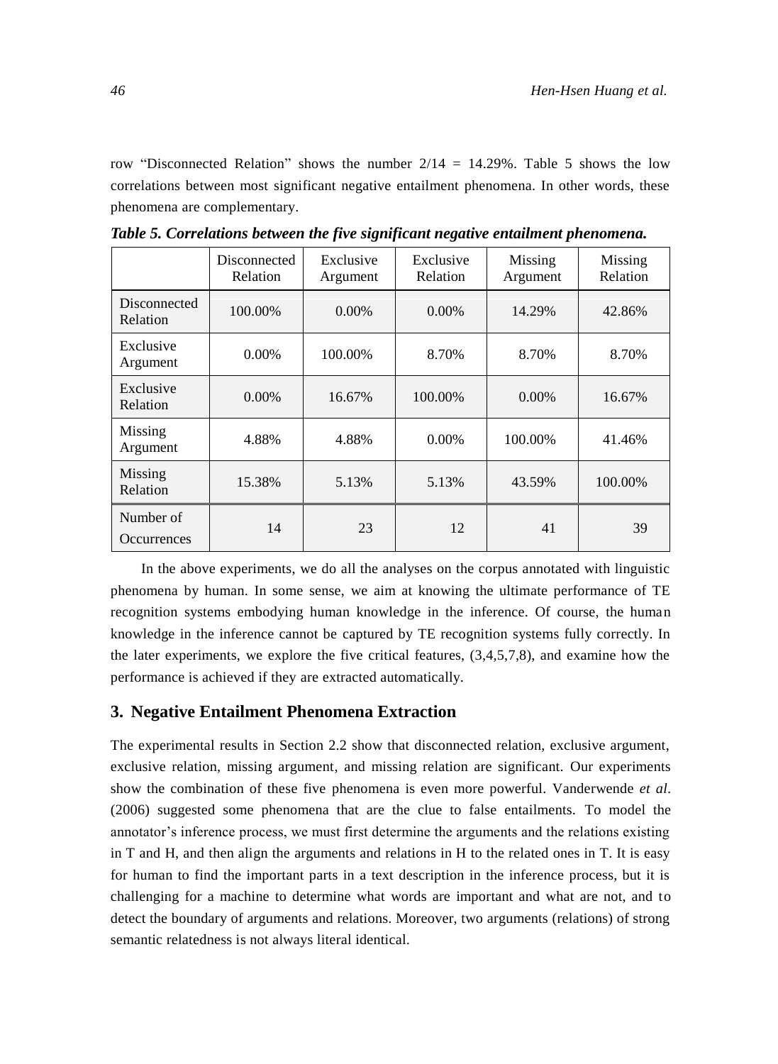row "Disconnected Relation" shows the number 2/14 = 14.29%. Table 5 shows the low correlations between most significant negative entailment phenomena. In other words, these phenomena are complementary.

***Table 5. Correlations between the five significant negative entailment phenomena.***

| | Disconnected Relation | Exclusive Argument | Exclusive Relation | Missing Argument | Missing Relation |
|---|---|---|---|---|---|
| Disconnected Relation | 100.00% | 0.00% | 0.00% | 14.29% | 42.86% |
| Exclusive Argument | 0.00% | 100.00% | 8.70% | 8.70% | 8.70% |
| Exclusive Relation | 0.00% | 16.67% | 100.00% | 0.00% | 16.67% |
| Missing Argument | 4.88% | 4.88% | 0.00% | 100.00% | 41.46% |
| Missing Relation | 15.38% | 5.13% | 5.13% | 43.59% | 100.00% |
| Number of Occurrences | 14 | 23 | 12 | 41 | 39 |

In the above experiments, we do all the analyses on the corpus annotated with linguistic phenomena by human. In some sense, we aim at knowing the ultimate performance of TE recognition systems embodying human knowledge in the inference. Of course, the human knowledge in the inference cannot be captured by TE recognition systems fully correctly. In the later experiments, we explore the five critical features, (3,4,5,7,8), and examine how the performance is achieved if they are extracted automatically.

## 3. Negative Entailment Phenomena Extraction

The experimental results in Section 2.2 show that disconnected relation, exclusive argument, exclusive relation, missing argument, and missing relation are significant. Our experiments show the combination of these five phenomena is even more powerful. Vanderwende *et al*. (2006) suggested some phenomena that are the clue to false entailments. To model the annotator's inference process, we must first determine the arguments and the relations existing in T and H, and then align the arguments and relations in H to the related ones in T. It is easy for human to find the important parts in a text description in the inference process, but it is challenging for a machine to determine what words are important and what are not, and to detect the boundary of arguments and relations. Moreover, two arguments (relations) of strong semantic relatedness is not always literal identical.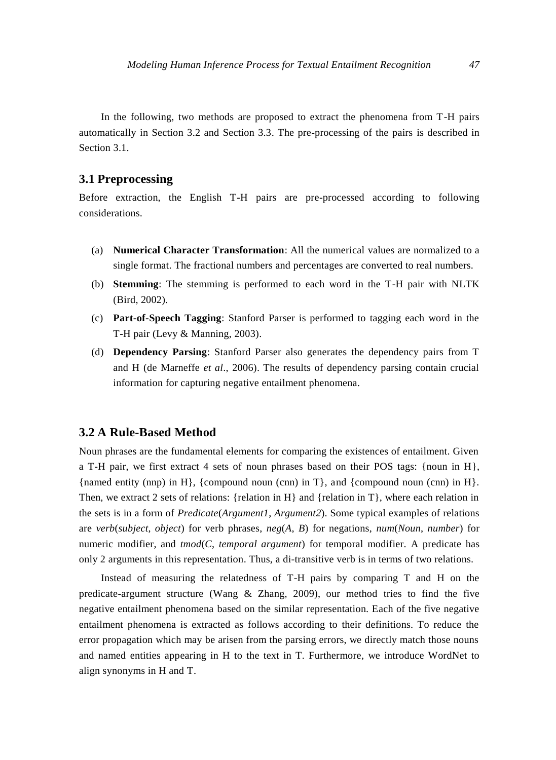In the following, two methods are proposed to extract the phenomena from T-H pairs automatically in Section 3.2 and Section 3.3. The pre-processing of the pairs is described in Section 3.1.

### 3.1 Preprocessing

Before extraction, the English T-H pairs are pre-processed according to following considerations.

(a) **Numerical Character Transformation**: All the numerical values are normalized to a single format. The fractional numbers and percentages are converted to real numbers.

(b) **Stemming**: The stemming is performed to each word in the T-H pair with NLTK (Bird, 2002).

(c) **Part-of-Speech Tagging**: Stanford Parser is performed to tagging each word in the T-H pair (Levy & Manning, 2003).

(d) **Dependency Parsing**: Stanford Parser also generates the dependency pairs from T and H (de Marneffe *et al*., 2006). The results of dependency parsing contain crucial information for capturing negative entailment phenomena.

### 3.2 A Rule-Based Method

Noun phrases are the fundamental elements for comparing the existences of entailment. Given a T-H pair, we first extract 4 sets of noun phrases based on their POS tags: {noun in H}, {named entity (nnp) in H}, {compound noun (cnn) in T}, and {compound noun (cnn) in H}. Then, we extract 2 sets of relations: {relation in H} and {relation in T}, where each relation in the sets is in a form of *Predicate*(*Argument1, Argument2*). Some typical examples of relations are *verb*(*subject*, *object*) for verb phrases, *neg*(*A*, *B*) for negations, *num*(*Noun*, *number*) for numeric modifier, and *tmod*(*C*, *temporal argument*) for temporal modifier. A predicate has only 2 arguments in this representation. Thus, a di-transitive verb is in terms of two relations.

Instead of measuring the relatedness of T-H pairs by comparing T and H on the predicate-argument structure (Wang & Zhang, 2009), our method tries to find the five negative entailment phenomena based on the similar representation. Each of the five negative entailment phenomena is extracted as follows according to their definitions. To reduce the error propagation which may be arisen from the parsing errors, we directly match those nouns and named entities appearing in H to the text in T. Furthermore, we introduce WordNet to align synonyms in H and T.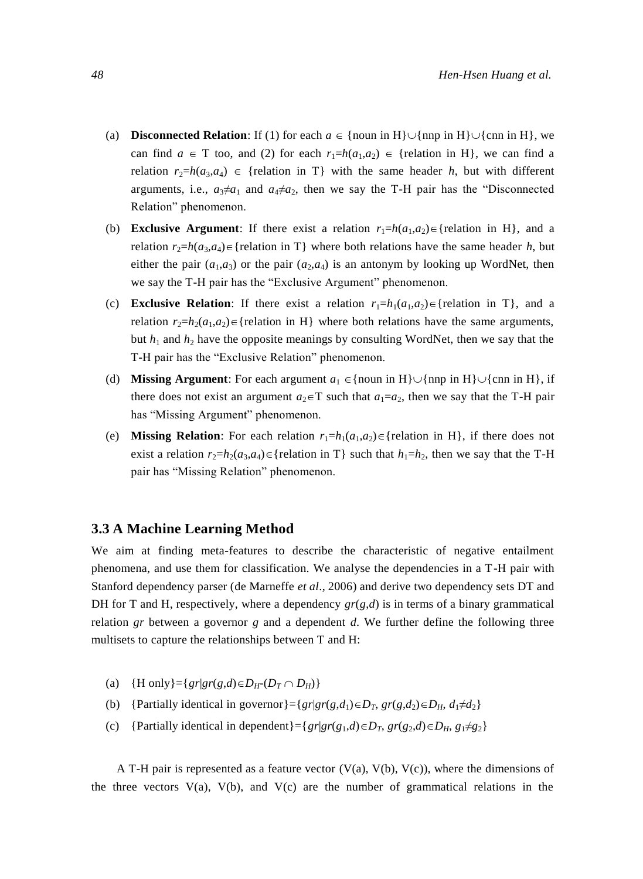(a) **Disconnected Relation**: If (1) for each $a \in$ {noun in H}∪{nnp in H}∪{cnn in H}, we can find $a \in$ T too, and (2) for each $r_1=h(a_1,a_2) \in$ {relation in H}, we can find a relation $r_2=h(a_3,a_4) \in$ {relation in T} with the same header $h$, but with different arguments, i.e., $a_3 \neq a_1$ and $a_4 \neq a_2$, then we say the T-H pair has the "Disconnected Relation" phenomenon.

(b) **Exclusive Argument**: If there exist a relation $r_1=h(a_1,a_2) \in$ {relation in H}, and a relation $r_2=h(a_3,a_4) \in$ {relation in T} where both relations have the same header $h$, but either the pair $(a_1,a_3)$ or the pair $(a_2,a_4)$ is an antonym by looking up WordNet, then we say the T-H pair has the "Exclusive Argument" phenomenon.

(c) **Exclusive Relation**: If there exist a relation $r_1=h_1(a_1,a_2) \in$ {relation in T}, and a relation $r_2=h_2(a_1,a_2) \in$ {relation in H} where both relations have the same arguments, but $h_1$ and $h_2$ have the opposite meanings by consulting WordNet, then we say that the T-H pair has the "Exclusive Relation" phenomenon.

(d) **Missing Argument**: For each argument $a_1 \in$ {noun in H}∪{nnp in H}∪{cnn in H}, if there does not exist an argument $a_2 \in$ T such that $a_1=a_2$, then we say that the T-H pair has "Missing Argument" phenomenon.

(e) **Missing Relation**: For each relation $r_1=h_1(a_1,a_2) \in$ {relation in H}, if there does not exist a relation $r_2=h_2(a_3,a_4) \in$ {relation in T} such that $h_1=h_2$, then we say that the T-H pair has "Missing Relation" phenomenon.

### 3.3 A Machine Learning Method

We aim at finding meta-features to describe the characteristic of negative entailment phenomena, and use them for classification. We analyse the dependencies in a T-H pair with Stanford dependency parser (de Marneffe *et al*., 2006) and derive two dependency sets DT and DH for T and H, respectively, where a dependency $gr(g,d)$ is in terms of a binary grammatical relation $gr$ between a governor $g$ and a dependent $d$. We further define the following three multisets to capture the relationships between T and H:

(a) {H only}=$\{gr | gr(g,d) \in D_H - (D_T \cap D_H)\}$

(b) {Partially identical in governor}=$\{gr | gr(g,d_1) \in D_T, gr(g,d_2) \in D_H, d_1 \neq d_2\}$

(c) {Partially identical in dependent}=$\{gr | gr(g_1,d) \in D_T, gr(g_2,d) \in D_H, g_1 \neq g_2\}$

A T-H pair is represented as a feature vector (V(a), V(b), V(c)), where the dimensions of the three vectors V(a), V(b), and V(c) are the number of grammatical relations in the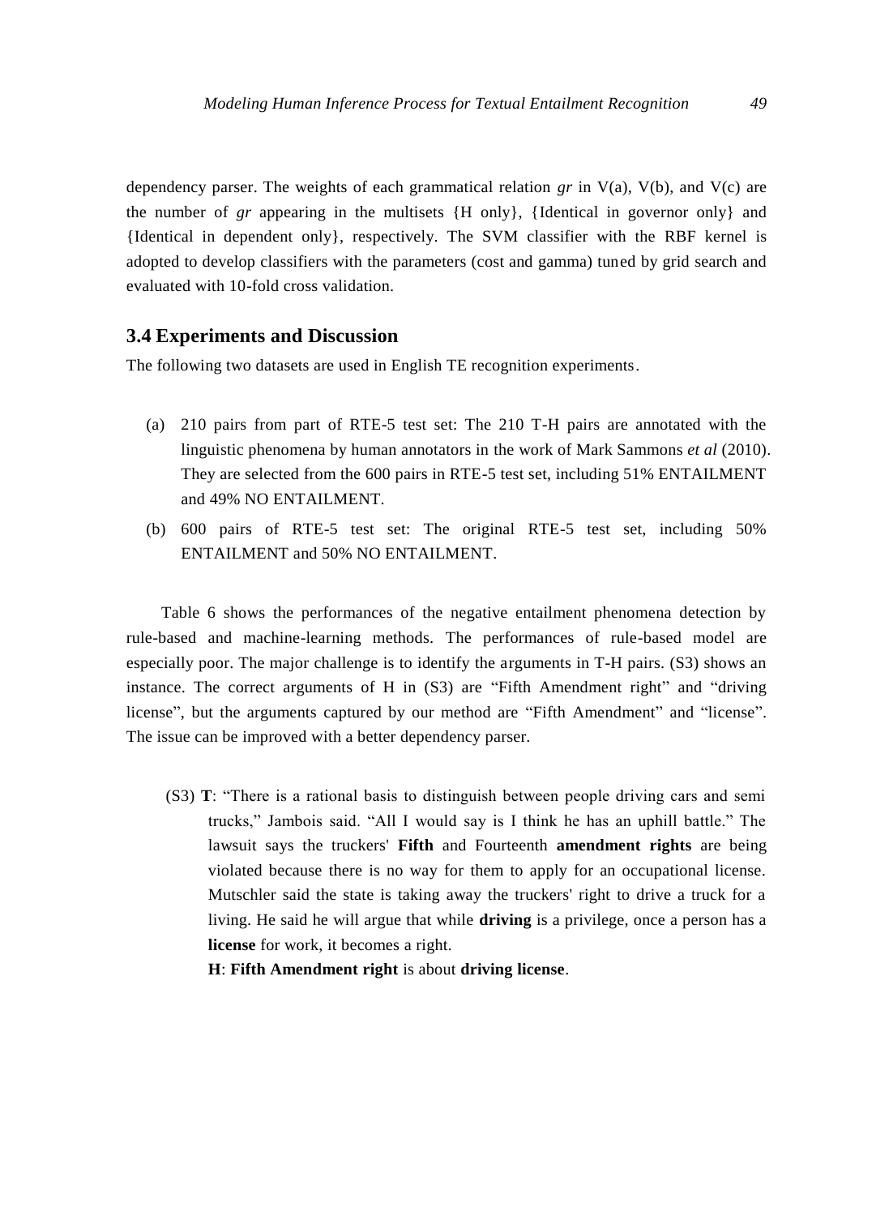dependency parser. The weights of each grammatical relation *gr* in V(a), V(b), and V(c) are the number of *gr* appearing in the multisets {H only}, {Identical in governor only} and {Identical in dependent only}, respectively. The SVM classifier with the RBF kernel is adopted to develop classifiers with the parameters (cost and gamma) tuned by grid search and evaluated with 10-fold cross validation.

### 3.4 Experiments and Discussion

The following two datasets are used in English TE recognition experiments.

(a) 210 pairs from part of RTE-5 test set: The 210 T-H pairs are annotated with the linguistic phenomena by human annotators in the work of Mark Sammons *et al* (2010). They are selected from the 600 pairs in RTE-5 test set, including 51% ENTAILMENT and 49% NO ENTAILMENT.

(b) 600 pairs of RTE-5 test set: The original RTE-5 test set, including 50% ENTAILMENT and 50% NO ENTAILMENT.

Table 6 shows the performances of the negative entailment phenomena detection by rule-based and machine-learning methods. The performances of rule-based model are especially poor. The major challenge is to identify the arguments in T-H pairs. (S3) shows an instance. The correct arguments of H in (S3) are "Fifth Amendment right" and "driving license", but the arguments captured by our method are "Fifth Amendment" and "license". The issue can be improved with a better dependency parser.

(S3) **T**: "There is a rational basis to distinguish between people driving cars and semi trucks," Jambois said. "All I would say is I think he has an uphill battle." The lawsuit says the truckers' **Fifth** and Fourteenth **amendment rights** are being violated because there is no way for them to apply for an occupational license. Mutschler said the state is taking away the truckers' right to drive a truck for a living. He said he will argue that while **driving** is a privilege, once a person has a **license** for work, it becomes a right.

**H**: **Fifth Amendment right** is about **driving license**.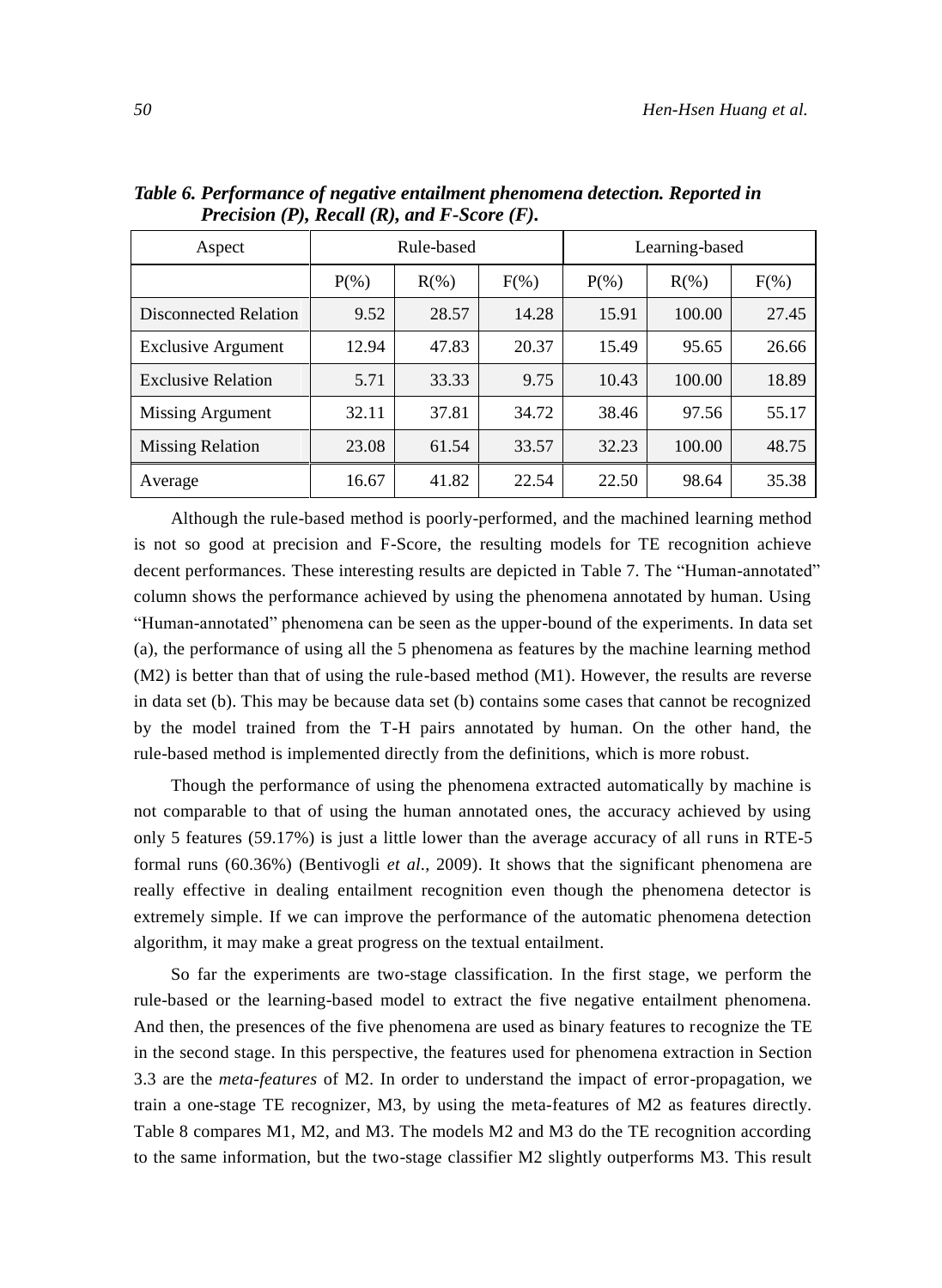***Table 6. Performance of negative entailment phenomena detection. Reported in Precision (P), Recall (R), and F-Score (F).***

| Aspect | Rule-based | | | Learning-based | | |
|---|---|---|---|---|---|---|
| | P(%) | R(%) | F(%) | P(%) | R(%) | F(%) |
| Disconnected Relation | 9.52 | 28.57 | 14.28 | 15.91 | 100.00 | 27.45 |
| Exclusive Argument | 12.94 | 47.83 | 20.37 | 15.49 | 95.65 | 26.66 |
| Exclusive Relation | 5.71 | 33.33 | 9.75 | 10.43 | 100.00 | 18.89 |
| Missing Argument | 32.11 | 37.81 | 34.72 | 38.46 | 97.56 | 55.17 |
| Missing Relation | 23.08 | 61.54 | 33.57 | 32.23 | 100.00 | 48.75 |
| Average | 16.67 | 41.82 | 22.54 | 22.50 | 98.64 | 35.38 |

Although the rule-based method is poorly-performed, and the machined learning method is not so good at precision and F-Score, the resulting models for TE recognition achieve decent performances. These interesting results are depicted in Table 7. The "Human-annotated" column shows the performance achieved by using the phenomena annotated by human. Using "Human-annotated" phenomena can be seen as the upper-bound of the experiments. In data set (a), the performance of using all the 5 phenomena as features by the machine learning method (M2) is better than that of using the rule-based method (M1). However, the results are reverse in data set (b). This may be because data set (b) contains some cases that cannot be recognized by the model trained from the T-H pairs annotated by human. On the other hand, the rule-based method is implemented directly from the definitions, which is more robust.

Though the performance of using the phenomena extracted automatically by machine is not comparable to that of using the human annotated ones, the accuracy achieved by using only 5 features (59.17%) is just a little lower than the average accuracy of all runs in RTE-5 formal runs (60.36%) (Bentivogli *et al*., 2009). It shows that the significant phenomena are really effective in dealing entailment recognition even though the phenomena detector is extremely simple. If we can improve the performance of the automatic phenomena detection algorithm, it may make a great progress on the textual entailment.

So far the experiments are two-stage classification. In the first stage, we perform the rule-based or the learning-based model to extract the five negative entailment phenomena. And then, the presences of the five phenomena are used as binary features to recognize the TE in the second stage. In this perspective, the features used for phenomena extraction in Section 3.3 are the *meta-features* of M2. In order to understand the impact of error-propagation, we train a one-stage TE recognizer, M3, by using the meta-features of M2 as features directly. Table 8 compares M1, M2, and M3. The models M2 and M3 do the TE recognition according to the same information, but the two-stage classifier M2 slightly outperforms M3. This result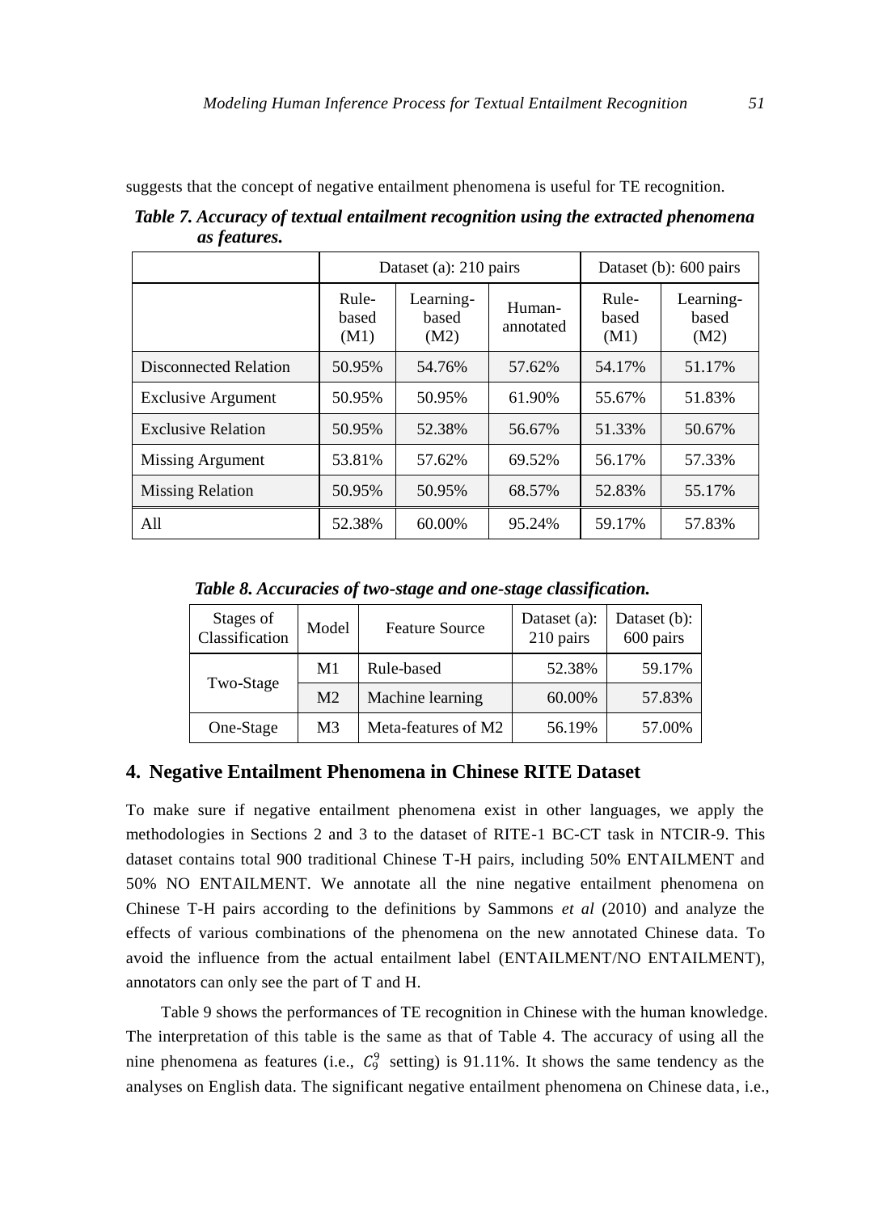suggests that the concept of negative entailment phenomena is useful for TE recognition.

***Table 7. Accuracy of textual entailment recognition using the extracted phenomena as features.***

| | Dataset (a): 210 pairs | | | Dataset (b): 600 pairs | |
|---|---|---|---|---|---|
| | Rule-based (M1) | Learning-based (M2) | Human-annotated | Rule-based (M1) | Learning-based (M2) |
| Disconnected Relation | 50.95% | 54.76% | 57.62% | 54.17% | 51.17% |
| Exclusive Argument | 50.95% | 50.95% | 61.90% | 55.67% | 51.83% |
| Exclusive Relation | 50.95% | 52.38% | 56.67% | 51.33% | 50.67% |
| Missing Argument | 53.81% | 57.62% | 69.52% | 56.17% | 57.33% |
| Missing Relation | 50.95% | 50.95% | 68.57% | 52.83% | 55.17% |
| All | 52.38% | 60.00% | 95.24% | 59.17% | 57.83% |

***Table 8. Accuracies of two-stage and one-stage classification.***

| Stages of Classification | Model | Feature Source | Dataset (a): 210 pairs | Dataset (b): 600 pairs |
|---|---|---|---|---|
| Two-Stage | M1 | Rule-based | 52.38% | 59.17% |
| | M2 | Machine learning | 60.00% | 57.83% |
| One-Stage | M3 | Meta-features of M2 | 56.19% | 57.00% |

## 4. Negative Entailment Phenomena in Chinese RITE Dataset

To make sure if negative entailment phenomena exist in other languages, we apply the methodologies in Sections 2 and 3 to the dataset of RITE-1 BC-CT task in NTCIR-9. This dataset contains total 900 traditional Chinese T-H pairs, including 50% ENTAILMENT and 50% NO ENTAILMENT. We annotate all the nine negative entailment phenomena on Chinese T-H pairs according to the definitions by Sammons *et al* (2010) and analyze the effects of various combinations of the phenomena on the new annotated Chinese data. To avoid the influence from the actual entailment label (ENTAILMENT/NO ENTAILMENT), annotators can only see the part of T and H.

Table 9 shows the performances of TE recognition in Chinese with the human knowledge. The interpretation of this table is the same as that of Table 4. The accuracy of using all the nine phenomena as features (i.e., $C_9^9$ setting) is 91.11%. It shows the same tendency as the analyses on English data. The significant negative entailment phenomena on Chinese data, i.e.,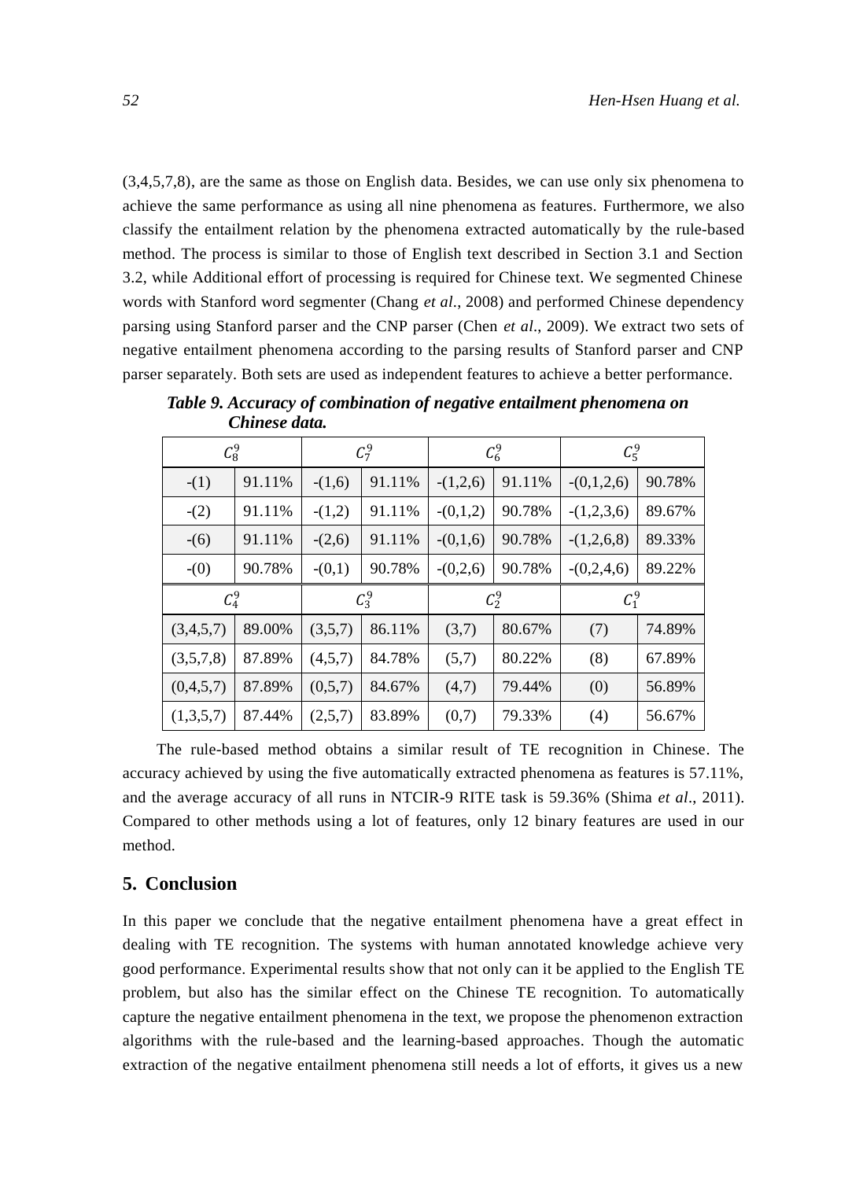(3,4,5,7,8), are the same as those on English data. Besides, we can use only six phenomena to achieve the same performance as using all nine phenomena as features. Furthermore, we also classify the entailment relation by the phenomena extracted automatically by the rule-based method. The process is similar to those of English text described in Section 3.1 and Section 3.2, while Additional effort of processing is required for Chinese text. We segmented Chinese words with Stanford word segmenter (Chang *et al*., 2008) and performed Chinese dependency parsing using Stanford parser and the CNP parser (Chen *et al*., 2009). We extract two sets of negative entailment phenomena according to the parsing results of Stanford parser and CNP parser separately. Both sets are used as independent features to achieve a better performance.

***Table 9. Accuracy of combination of negative entailment phenomena on Chinese data.***

| $C_8^9$ | | $C_7^9$ | | $C_6^9$ | | $C_5^9$ | |
|---|---|---|---|---|---|---|---|
| -(1) | 91.11% | -(1,6) | 91.11% | -(1,2,6) | 91.11% | -(0,1,2,6) | 90.78% |
| -(2) | 91.11% | -(1,2) | 91.11% | -(0,1,2) | 90.78% | -(1,2,3,6) | 89.67% |
| -(6) | 91.11% | -(2,6) | 91.11% | -(0,1,6) | 90.78% | -(1,2,6,8) | 89.33% |
| -(0) | 90.78% | -(0,1) | 90.78% | -(0,2,6) | 90.78% | -(0,2,4,6) | 89.22% |
| $C_4^9$ | | $C_3^9$ | | $C_2^9$ | | $C_1^9$ | |
| (3,4,5,7) | 89.00% | (3,5,7) | 86.11% | (3,7) | 80.67% | (7) | 74.89% |
| (3,5,7,8) | 87.89% | (4,5,7) | 84.78% | (5,7) | 80.22% | (8) | 67.89% |
| (0,4,5,7) | 87.89% | (0,5,7) | 84.67% | (4,7) | 79.44% | (0) | 56.89% |
| (1,3,5,7) | 87.44% | (2,5,7) | 83.89% | (0,7) | 79.33% | (4) | 56.67% |

The rule-based method obtains a similar result of TE recognition in Chinese. The accuracy achieved by using the five automatically extracted phenomena as features is 57.11%, and the average accuracy of all runs in NTCIR-9 RITE task is 59.36% (Shima *et al*., 2011). Compared to other methods using a lot of features, only 12 binary features are used in our method.

## 5. Conclusion

In this paper we conclude that the negative entailment phenomena have a great effect in dealing with TE recognition. The systems with human annotated knowledge achieve very good performance. Experimental results show that not only can it be applied to the English TE problem, but also has the similar effect on the Chinese TE recognition. To automatically capture the negative entailment phenomena in the text, we propose the phenomenon extraction algorithms with the rule-based and the learning-based approaches. Though the automatic extraction of the negative entailment phenomena still needs a lot of efforts, it gives us a new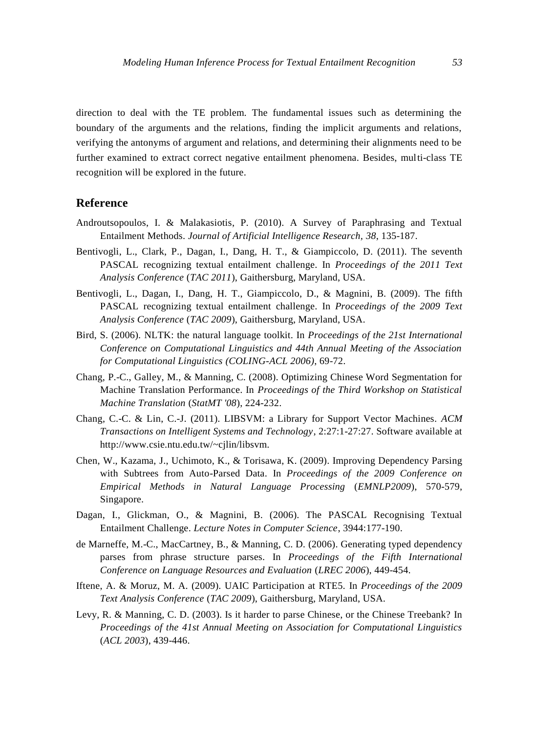direction to deal with the TE problem. The fundamental issues such as determining the boundary of the arguments and the relations, finding the implicit arguments and relations, verifying the antonyms of argument and relations, and determining their alignments need to be further examined to extract correct negative entailment phenomena. Besides, multi-class TE recognition will be explored in the future.

## Reference

Androutsopoulos, I. & Malakasiotis, P. (2010). A Survey of Paraphrasing and Textual Entailment Methods. *Journal of Artificial Intelligence Research*, *38*, 135-187.

Bentivogli, L., Clark, P., Dagan, I., Dang, H. T., & Giampiccolo, D. (2011). The seventh PASCAL recognizing textual entailment challenge. In *Proceedings of the 2011 Text Analysis Conference* (*TAC 2011*), Gaithersburg, Maryland, USA.

Bentivogli, L., Dagan, I., Dang, H. T., Giampiccolo, D., & Magnini, B. (2009). The fifth PASCAL recognizing textual entailment challenge. In *Proceedings of the 2009 Text Analysis Conference* (*TAC 2009*), Gaithersburg, Maryland, USA.

Bird, S. (2006). NLTK: the natural language toolkit. In *Proceedings of the 21st International Conference on Computational Linguistics and 44th Annual Meeting of the Association for Computational Linguistics (COLING-ACL 2006)*, 69-72.

Chang, P.-C., Galley, M., & Manning, C. (2008). Optimizing Chinese Word Segmentation for Machine Translation Performance. In *Proceedings of the Third Workshop on Statistical Machine Translation* (*StatMT '08*), 224-232.

Chang, C.-C. & Lin, C.-J. (2011). LIBSVM: a Library for Support Vector Machines. *ACM Transactions on Intelligent Systems and Technology*, 2:27:1-27:27. Software available at http://www.csie.ntu.edu.tw/~cjlin/libsvm.

Chen, W., Kazama, J., Uchimoto, K., & Torisawa, K. (2009). Improving Dependency Parsing with Subtrees from Auto-Parsed Data. In *Proceedings of the 2009 Conference on Empirical Methods in Natural Language Processing* (*EMNLP2009*), 570-579, Singapore.

Dagan, I., Glickman, O., & Magnini, B. (2006). The PASCAL Recognising Textual Entailment Challenge. *Lecture Notes in Computer Science*, 3944:177-190.

de Marneffe, M.-C., MacCartney, B., & Manning, C. D. (2006). Generating typed dependency parses from phrase structure parses. In *Proceedings of the Fifth International Conference on Language Resources and Evaluation* (*LREC 2006*), 449-454.

Iftene, A. & Moruz, M. A. (2009). UAIC Participation at RTE5. In *Proceedings of the 2009 Text Analysis Conference* (*TAC 2009*), Gaithersburg, Maryland, USA.

Levy, R. & Manning, C. D. (2003). Is it harder to parse Chinese, or the Chinese Treebank? In *Proceedings of the 41st Annual Meeting on Association for Computational Linguistics* (*ACL 2003*), 439-446.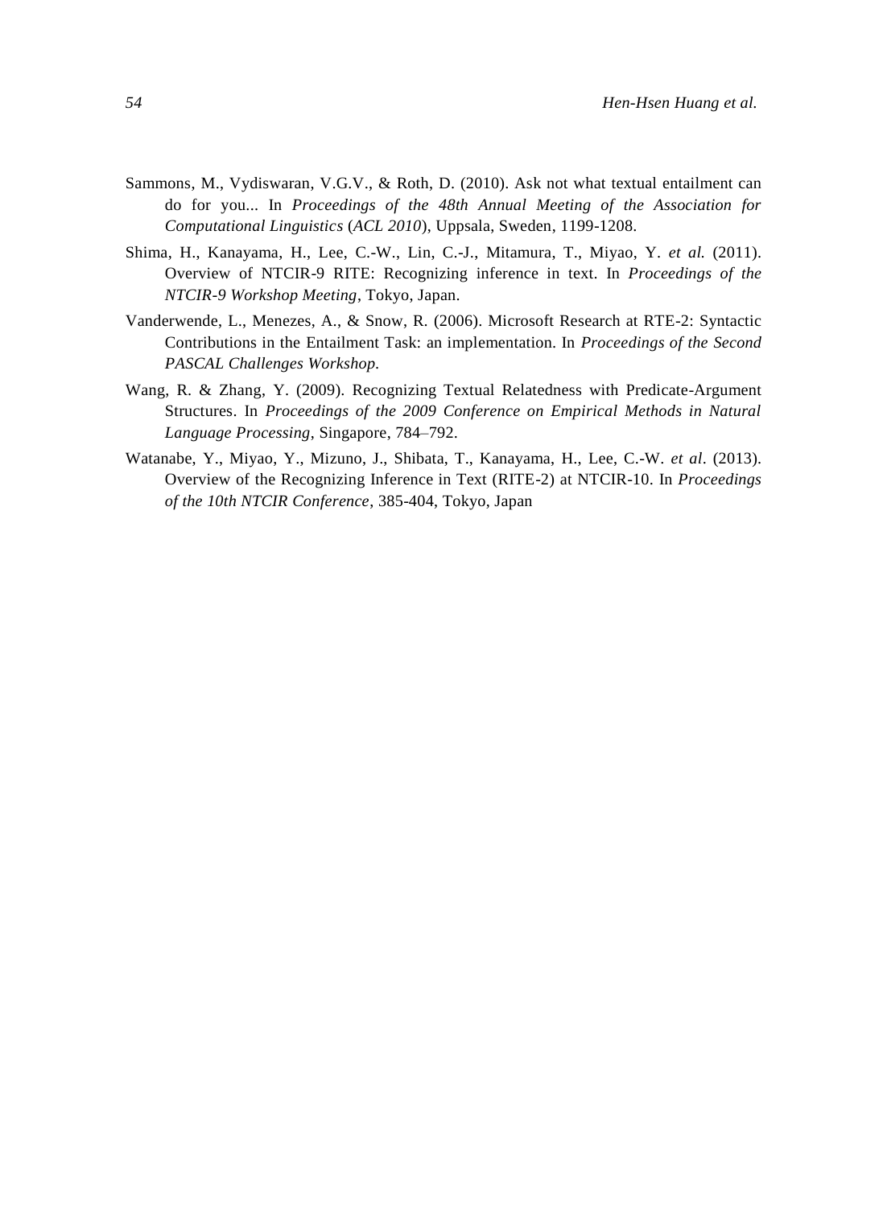Sammons, M., Vydiswaran, V.G.V., & Roth, D. (2010). Ask not what textual entailment can do for you... In *Proceedings of the 48th Annual Meeting of the Association for Computational Linguistics* (*ACL 2010*), Uppsala, Sweden, 1199-1208.

Shima, H., Kanayama, H., Lee, C.-W., Lin, C.-J., Mitamura, T., Miyao, Y. *et al.* (2011). Overview of NTCIR-9 RITE: Recognizing inference in text. In *Proceedings of the NTCIR-9 Workshop Meeting*, Tokyo, Japan.

Vanderwende, L., Menezes, A., & Snow, R. (2006). Microsoft Research at RTE-2: Syntactic Contributions in the Entailment Task: an implementation. In *Proceedings of the Second PASCAL Challenges Workshop.*

Wang, R. & Zhang, Y. (2009). Recognizing Textual Relatedness with Predicate-Argument Structures. In *Proceedings of the 2009 Conference on Empirical Methods in Natural Language Processing*, Singapore, 784–792.

Watanabe, Y., Miyao, Y., Mizuno, J., Shibata, T., Kanayama, H., Lee, C.-W. *et al*. (2013). Overview of the Recognizing Inference in Text (RITE-2) at NTCIR-10. In *Proceedings of the 10th NTCIR Conference*, 385-404, Tokyo, Japan